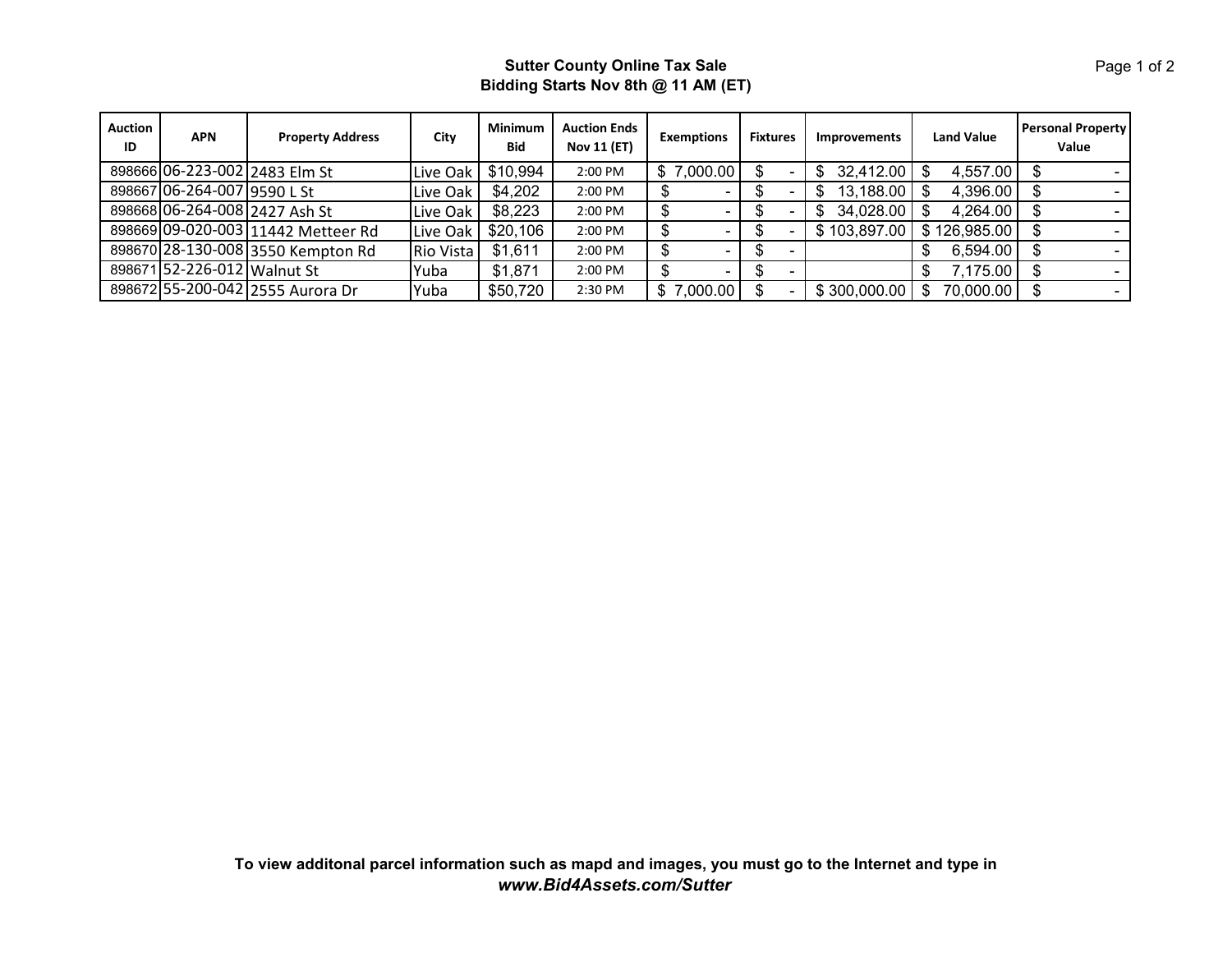**Sutter County Online Tax Sale**
**Bidding Starts Nov 8th @ 11 AM (ET)**

| Auction ID | APN | Property Address | City | Minimum Bid | Auction Ends Nov 11 (ET) | Exemptions | Fixtures | Improvements | Land Value | Personal Property Value |
|---|---|---|---|---|---|---|---|---|---|---|
| 898666 | 06-223-002 | 2483 Elm St | Live Oak | $10,994 | 2:00 PM | $ 7,000.00 | $ - | $ 32,412.00 | $ 4,557.00 | $ - |
| 898667 | 06-264-007 | 9590 L St | Live Oak | $4,202 | 2:00 PM | $ - | $ - | $ 13,188.00 | $ 4,396.00 | $ - |
| 898668 | 06-264-008 | 2427 Ash St | Live Oak | $8,223 | 2:00 PM | $ - | $ - | $ 34,028.00 | $ 4,264.00 | $ - |
| 898669 | 09-020-003 | 11442 Metteer Rd | Live Oak | $20,106 | 2:00 PM | $ - | $ - | $ 103,897.00 | $ 126,985.00 | $ - |
| 898670 | 28-130-008 | 3550 Kempton Rd | Rio Vista | $1,611 | 2:00 PM | $ - | $ - | | $ 6,594.00 | $ - |
| 898671 | 52-226-012 | Walnut St | Yuba | $1,871 | 2:00 PM | $ - | $ - | | $ 7,175.00 | $ - |
| 898672 | 55-200-042 | 2555 Aurora Dr | Yuba | $50,720 | 2:30 PM | $ 7,000.00 | $ - | $ 300,000.00 | $ 70,000.00 | $ - |

**To view additonal parcel information such as mapd and images, you must go to the Internet and type in**
***www.Bid4Assets.com/Sutter***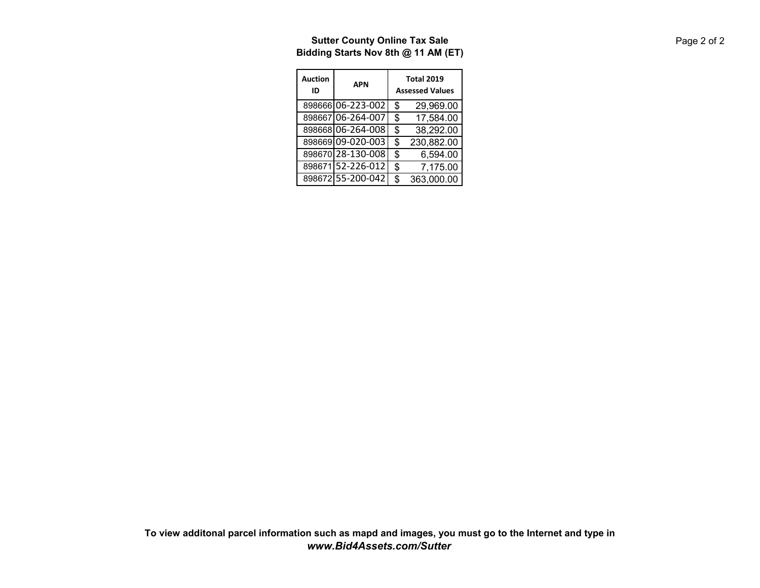**Sutter County Online Tax Sale**
**Bidding Starts Nov 8th @ 11 AM (ET)**

| Auction ID | APN | Total 2019 Assessed Values |
|---|---|---|
| 898666 | 06-223-002 | $ 29,969.00 |
| 898667 | 06-264-007 | $ 17,584.00 |
| 898668 | 06-264-008 | $ 38,292.00 |
| 898669 | 09-020-003 | $ 230,882.00 |
| 898670 | 28-130-008 | $ 6,594.00 |
| 898671 | 52-226-012 | $ 7,175.00 |
| 898672 | 55-200-042 | $ 363,000.00 |

**To view additonal parcel information such as mapd and images, you must go to the Internet and type in**
***www.Bid4Assets.com/Sutter***